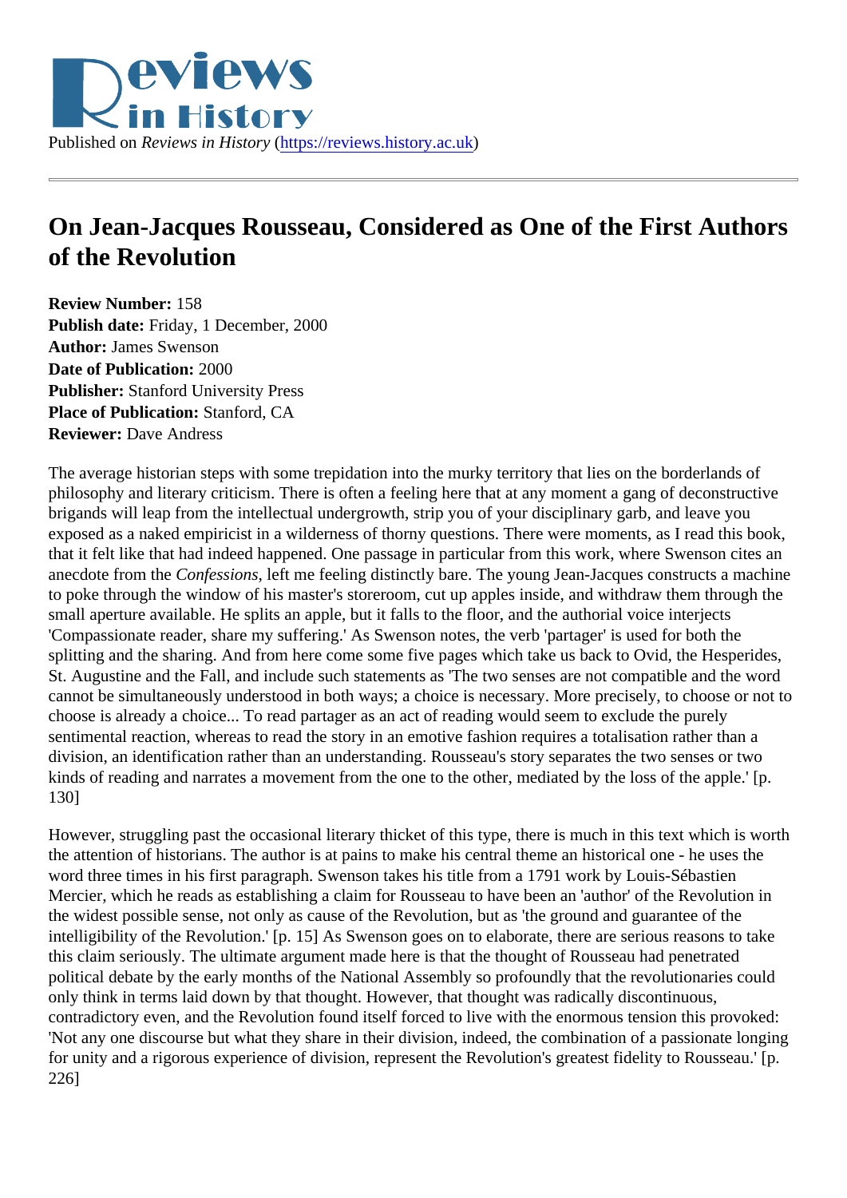Published on *Reviews in History* (https://reviews.history.ac.uk)

# On Jean-Jacques Rousseau, Considered as One of the First Authors of the Revolution

**Review Number:** 158
**Publish date:** Friday, 1 December, 2000
**Author:** James Swenson
**Date of Publication:** 2000
**Publisher:** Stanford University Press
**Place of Publication:** Stanford, CA
**Reviewer:** Dave Andress

The average historian steps with some trepidation into the murky territory that lies on the borderlands of philosophy and literary criticism. There is often a feeling here that at any moment a gang of deconstructive brigands will leap from the intellectual undergrowth, strip you of your disciplinary garb, and leave you exposed as a naked empiricist in a wilderness of thorny questions. There were moments, as I read this book, that it felt like that had indeed happened. One passage in particular from this work, where Swenson cites an anecdote from the *Confessions*, left me feeling distinctly bare. The young Jean-Jacques constructs a machine to poke through the window of his master's storeroom, cut up apples inside, and withdraw them through the small aperture available. He splits an apple, but it falls to the floor, and the authorial voice interjects 'Compassionate reader, share my suffering.' As Swenson notes, the verb 'partager' is used for both the splitting and the sharing. And from here come some five pages which take us back to Ovid, the Hesperides, St. Augustine and the Fall, and include such statements as 'The two senses are not compatible and the word cannot be simultaneously understood in both ways; a choice is necessary. More precisely, to choose or not to choose is already a choice... To read partager as an act of reading would seem to exclude the purely sentimental reaction, whereas to read the story in an emotive fashion requires a totalisation rather than a division, an identification rather than an understanding. Rousseau's story separates the two senses or two kinds of reading and narrates a movement from the one to the other, mediated by the loss of the apple.' [p. 130]

However, struggling past the occasional literary thicket of this type, there is much in this text which is worth the attention of historians. The author is at pains to make his central theme an historical one - he uses the word three times in his first paragraph. Swenson takes his title from a 1791 work by Louis-Sébastien Mercier, which he reads as establishing a claim for Rousseau to have been an 'author' of the Revolution in the widest possible sense, not only as cause of the Revolution, but as 'the ground and guarantee of the intelligibility of the Revolution.' [p. 15] As Swenson goes on to elaborate, there are serious reasons to take this claim seriously. The ultimate argument made here is that the thought of Rousseau had penetrated political debate by the early months of the National Assembly so profoundly that the revolutionaries could only think in terms laid down by that thought. However, that thought was radically discontinuous, contradictory even, and the Revolution found itself forced to live with the enormous tension this provoked: 'Not any one discourse but what they share in their division, indeed, the combination of a passionate longing for unity and a rigorous experience of division, represent the Revolution's greatest fidelity to Rousseau.' [p. 226]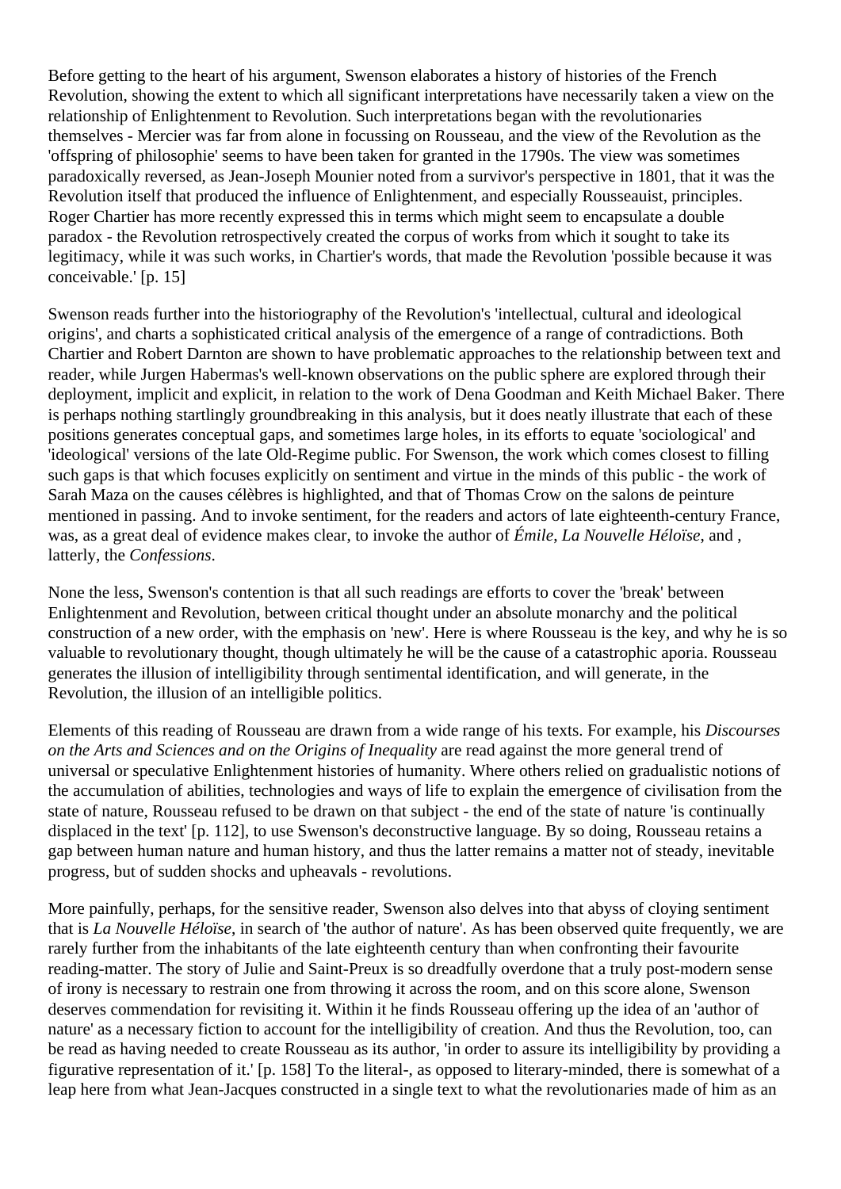Before getting to the heart of his argument, Swenson elaborates a history of histories of the French Revolution, showing the extent to which all significant interpretations have necessarily taken a view on the relationship of Enlightenment to Revolution. Such interpretations began with the revolutionaries themselves - Mercier was far from alone in focussing on Rousseau, and the view of the Revolution as the 'offspring of philosophie' seems to have been taken for granted in the 1790s. The view was sometimes paradoxically reversed, as Jean-Joseph Mounier noted from a survivor's perspective in 1801, that it was the Revolution itself that produced the influence of Enlightenment, and especially Rousseauist, principles. Roger Chartier has more recently expressed this in terms which might seem to encapsulate a double paradox - the Revolution retrospectively created the corpus of works from which it sought to take its legitimacy, while it was such works, in Chartier's words, that made the Revolution 'possible because it was conceivable.' [p. 15]

Swenson reads further into the historiography of the Revolution's 'intellectual, cultural and ideological origins', and charts a sophisticated critical analysis of the emergence of a range of contradictions. Both Chartier and Robert Darnton are shown to have problematic approaches to the relationship between text and reader, while Jurgen Habermas's well-known observations on the public sphere are explored through their deployment, implicit and explicit, in relation to the work of Dena Goodman and Keith Michael Baker. There is perhaps nothing startlingly groundbreaking in this analysis, but it does neatly illustrate that each of these positions generates conceptual gaps, and sometimes large holes, in its efforts to equate 'sociological' and 'ideological' versions of the late Old-Regime public. For Swenson, the work which comes closest to filling such gaps is that which focuses explicitly on sentiment and virtue in the minds of this public - the work of Sarah Maza on the causes célèbres is highlighted, and that of Thomas Crow on the salons de peinture mentioned in passing. And to invoke sentiment, for the readers and actors of late eighteenth-century France, was, as a great deal of evidence makes clear, to invoke the author of *Émile*, *La Nouvelle Héloïse*, and , latterly, the *Confessions*.

None the less, Swenson's contention is that all such readings are efforts to cover the 'break' between Enlightenment and Revolution, between critical thought under an absolute monarchy and the political construction of a new order, with the emphasis on 'new'. Here is where Rousseau is the key, and why he is so valuable to revolutionary thought, though ultimately he will be the cause of a catastrophic aporia. Rousseau generates the illusion of intelligibility through sentimental identification, and will generate, in the Revolution, the illusion of an intelligible politics.

Elements of this reading of Rousseau are drawn from a wide range of his texts. For example, his *Discourses on the Arts and Sciences and on the Origins of Inequality* are read against the more general trend of universal or speculative Enlightenment histories of humanity. Where others relied on gradualistic notions of the accumulation of abilities, technologies and ways of life to explain the emergence of civilisation from the state of nature, Rousseau refused to be drawn on that subject - the end of the state of nature 'is continually displaced in the text' [p. 112], to use Swenson's deconstructive language. By so doing, Rousseau retains a gap between human nature and human history, and thus the latter remains a matter not of steady, inevitable progress, but of sudden shocks and upheavals - revolutions.

More painfully, perhaps, for the sensitive reader, Swenson also delves into that abyss of cloying sentiment that is *La Nouvelle Héloïse*, in search of 'the author of nature'. As has been observed quite frequently, we are rarely further from the inhabitants of the late eighteenth century than when confronting their favourite reading-matter. The story of Julie and Saint-Preux is so dreadfully overdone that a truly post-modern sense of irony is necessary to restrain one from throwing it across the room, and on this score alone, Swenson deserves commendation for revisiting it. Within it he finds Rousseau offering up the idea of an 'author of nature' as a necessary fiction to account for the intelligibility of creation. And thus the Revolution, too, can be read as having needed to create Rousseau as its author, 'in order to assure its intelligibility by providing a figurative representation of it.' [p. 158] To the literal-, as opposed to literary-minded, there is somewhat of a leap here from what Jean-Jacques constructed in a single text to what the revolutionaries made of him as an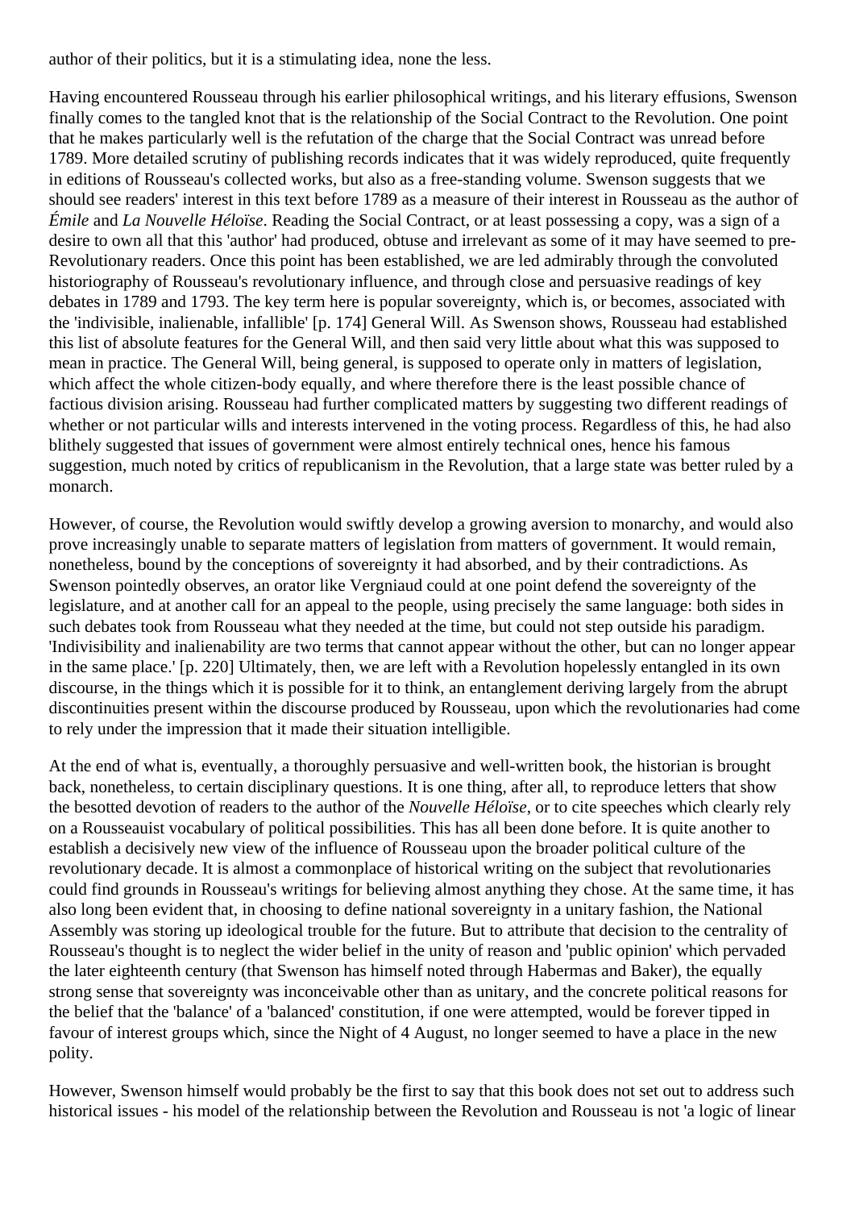author of their politics, but it is a stimulating idea, none the less.

Having encountered Rousseau through his earlier philosophical writings, and his literary effusions, Swenson finally comes to the tangled knot that is the relationship of the Social Contract to the Revolution. One point that he makes particularly well is the refutation of the charge that the Social Contract was unread before 1789. More detailed scrutiny of publishing records indicates that it was widely reproduced, quite frequently in editions of Rousseau's collected works, but also as a free-standing volume. Swenson suggests that we should see readers' interest in this text before 1789 as a measure of their interest in Rousseau as the author of *Émile* and *La Nouvelle Héloïse*. Reading the Social Contract, or at least possessing a copy, was a sign of a desire to own all that this 'author' had produced, obtuse and irrelevant as some of it may have seemed to pre-Revolutionary readers. Once this point has been established, we are led admirably through the convoluted historiography of Rousseau's revolutionary influence, and through close and persuasive readings of key debates in 1789 and 1793. The key term here is popular sovereignty, which is, or becomes, associated with the 'indivisible, inalienable, infallible' [p. 174] General Will. As Swenson shows, Rousseau had established this list of absolute features for the General Will, and then said very little about what this was supposed to mean in practice. The General Will, being general, is supposed to operate only in matters of legislation, which affect the whole citizen-body equally, and where therefore there is the least possible chance of factious division arising. Rousseau had further complicated matters by suggesting two different readings of whether or not particular wills and interests intervened in the voting process. Regardless of this, he had also blithely suggested that issues of government were almost entirely technical ones, hence his famous suggestion, much noted by critics of republicanism in the Revolution, that a large state was better ruled by a monarch.

However, of course, the Revolution would swiftly develop a growing aversion to monarchy, and would also prove increasingly unable to separate matters of legislation from matters of government. It would remain, nonetheless, bound by the conceptions of sovereignty it had absorbed, and by their contradictions. As Swenson pointedly observes, an orator like Vergniaud could at one point defend the sovereignty of the legislature, and at another call for an appeal to the people, using precisely the same language: both sides in such debates took from Rousseau what they needed at the time, but could not step outside his paradigm. 'Indivisibility and inalienability are two terms that cannot appear without the other, but can no longer appear in the same place.' [p. 220] Ultimately, then, we are left with a Revolution hopelessly entangled in its own discourse, in the things which it is possible for it to think, an entanglement deriving largely from the abrupt discontinuities present within the discourse produced by Rousseau, upon which the revolutionaries had come to rely under the impression that it made their situation intelligible.

At the end of what is, eventually, a thoroughly persuasive and well-written book, the historian is brought back, nonetheless, to certain disciplinary questions. It is one thing, after all, to reproduce letters that show the besotted devotion of readers to the author of the *Nouvelle Héloïse*, or to cite speeches which clearly rely on a Rousseauist vocabulary of political possibilities. This has all been done before. It is quite another to establish a decisively new view of the influence of Rousseau upon the broader political culture of the revolutionary decade. It is almost a commonplace of historical writing on the subject that revolutionaries could find grounds in Rousseau's writings for believing almost anything they chose. At the same time, it has also long been evident that, in choosing to define national sovereignty in a unitary fashion, the National Assembly was storing up ideological trouble for the future. But to attribute that decision to the centrality of Rousseau's thought is to neglect the wider belief in the unity of reason and 'public opinion' which pervaded the later eighteenth century (that Swenson has himself noted through Habermas and Baker), the equally strong sense that sovereignty was inconceivable other than as unitary, and the concrete political reasons for the belief that the 'balance' of a 'balanced' constitution, if one were attempted, would be forever tipped in favour of interest groups which, since the Night of 4 August, no longer seemed to have a place in the new polity.

However, Swenson himself would probably be the first to say that this book does not set out to address such historical issues - his model of the relationship between the Revolution and Rousseau is not 'a logic of linear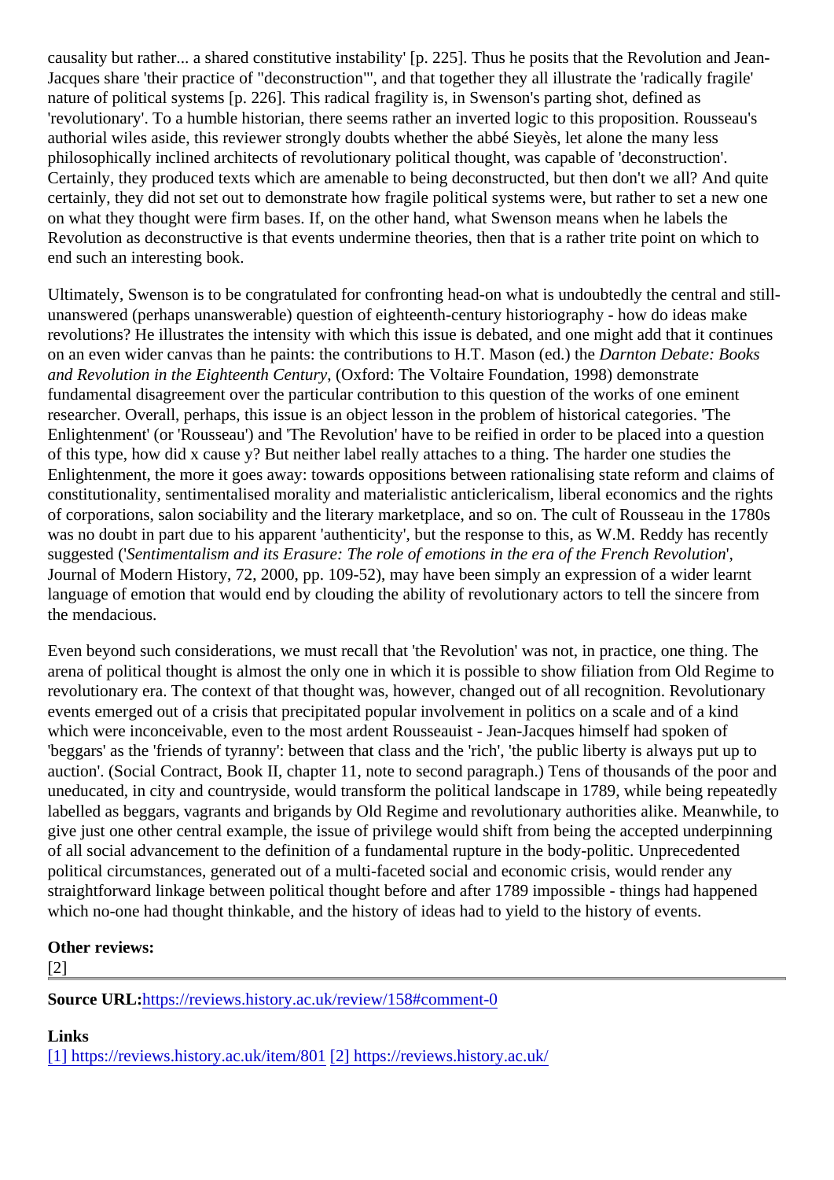causality but rather... a shared constitutive instability' [p. 225]. Thus he posits that the Revolution and Jean-Jacques share 'their practice of "deconstruction"', and that together they all illustrate the 'radically fragile' nature of political systems [p. 226]. This radical fragility is, in Swenson's parting shot, defined as 'revolutionary'. To a humble historian, there seems rather an inverted logic to this proposition. Rousseau's authorial wiles aside, this reviewer strongly doubts whether the abbé Sieyès, let alone the many less philosophically inclined architects of revolutionary political thought, was capable of 'deconstruction'. Certainly, they produced texts which are amenable to being deconstructed, but then don't we all? And quite certainly, they did not set out to demonstrate how fragile political systems were, but rather to set a new one on what they thought were firm bases. If, on the other hand, what Swenson means when he labels the Revolution as deconstructive is that events undermine theories, then that is a rather trite point on which to end such an interesting book.

Ultimately, Swenson is to be congratulated for confronting head-on what is undoubtedly the central and still-unanswered (perhaps unanswerable) question of eighteenth-century historiography - how do ideas make revolutions? He illustrates the intensity with which this issue is debated, and one might add that it continues on an even wider canvas than he paints: the contributions to H.T. Mason (ed.) the *Darnton Debate: Books and Revolution in the Eighteenth Century*, (Oxford: The Voltaire Foundation, 1998) demonstrate fundamental disagreement over the particular contribution to this question of the works of one eminent researcher. Overall, perhaps, this issue is an object lesson in the problem of historical categories. 'The Enlightenment' (or 'Rousseau') and 'The Revolution' have to be reified in order to be placed into a question of this type, how did x cause y? But neither label really attaches to a thing. The harder one studies the Enlightenment, the more it goes away: towards oppositions between rationalising state reform and claims of constitutionality, sentimentalised morality and materialistic anticlericalism, liberal economics and the rights of corporations, salon sociability and the literary marketplace, and so on. The cult of Rousseau in the 1780s was no doubt in part due to his apparent 'authenticity', but the response to this, as W.M. Reddy has recently suggested ('*Sentimentalism and its Erasure: The role of emotions in the era of the French Revolution*', Journal of Modern History, 72, 2000, pp. 109-52), may have been simply an expression of a wider learnt language of emotion that would end by clouding the ability of revolutionary actors to tell the sincere from the mendacious.

Even beyond such considerations, we must recall that 'the Revolution' was not, in practice, one thing. The arena of political thought is almost the only one in which it is possible to show filiation from Old Regime to revolutionary era. The context of that thought was, however, changed out of all recognition. Revolutionary events emerged out of a crisis that precipitated popular involvement in politics on a scale and of a kind which were inconceivable, even to the most ardent Rousseauist - Jean-Jacques himself had spoken of 'beggars' as the 'friends of tyranny': between that class and the 'rich', 'the public liberty is always put up to auction'. (Social Contract, Book II, chapter 11, note to second paragraph.) Tens of thousands of the poor and uneducated, in city and countryside, would transform the political landscape in 1789, while being repeatedly labelled as beggars, vagrants and brigands by Old Regime and revolutionary authorities alike. Meanwhile, to give just one other central example, the issue of privilege would shift from being the accepted underpinning of all social advancement to the definition of a fundamental rupture in the body-politic. Unprecedented political circumstances, generated out of a multi-faceted social and economic crisis, would render any straightforward linkage between political thought before and after 1789 impossible - things had happened which no-one had thought thinkable, and the history of ideas had to yield to the history of events.

**Other reviews:**
[2]

---

**Source URL:** https://reviews.history.ac.uk/review/158#comment-0

**Links**
[1] https://reviews.history.ac.uk/item/801 [2] https://reviews.history.ac.uk/